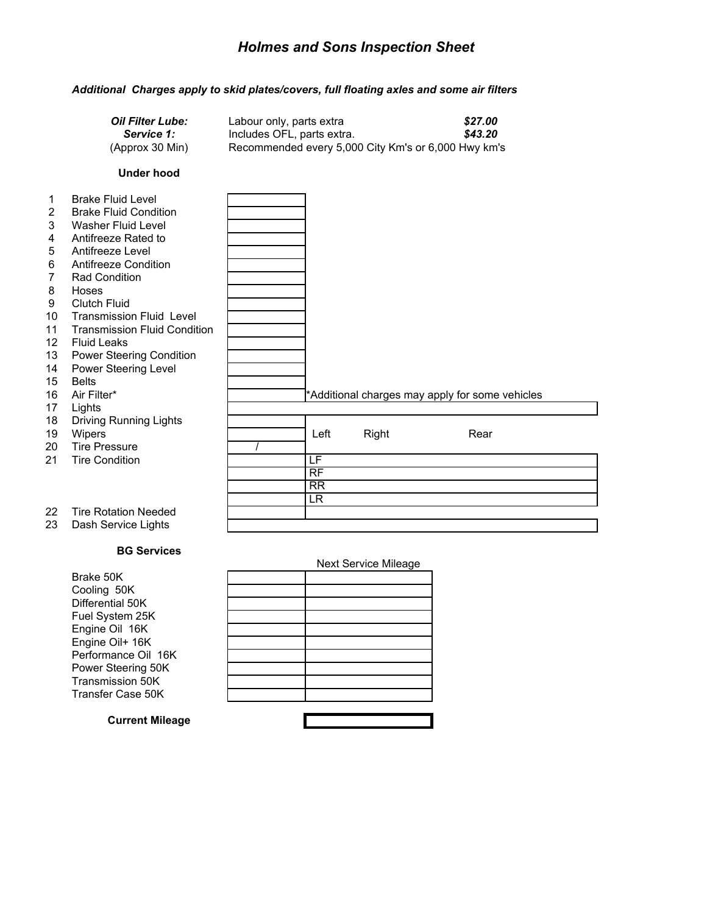# *Holmes and Sons Inspection Sheet*

***Additional Charges apply to skid plates/covers, full floating axles and some air filters***

| | | |
|---|---|---|
| ***Oil Filter Lube:*** | Labour only, parts extra | ***$27.00*** |
| ***Service 1:*** | Includes OFL, parts extra. | ***$43.20*** |
| (Approx 30 Min) | Recommended every 5,000 City Km's or 6,000 Hwy km's | |

**Under hood**

| # | Item | | |
|---|---|---|---|
| 1 | Brake Fluid Level | | |
| 2 | Brake Fluid Condition | | |
| 3 | Washer Fluid Level | | |
| 4 | Antifreeze Rated to | | |
| 5 | Antifreeze Level | | |
| 6 | Antifreeze Condition | | |
| 7 | Rad Condition | | |
| 8 | Hoses | | |
| 9 | Clutch Fluid | | |
| 10 | Transmission Fluid Level | | |
| 11 | Transmission Fluid Condition | | |
| 12 | Fluid Leaks | | |
| 13 | Power Steering Condition | | |
| 14 | Power Steering Level | | |
| 15 | Belts | | |
| 16 | Air Filter* | | *Additional charges may apply for some vehicles |
| 17 | Lights | | |
| 18 | Driving Running Lights | | |
| 19 | Wipers | | Left Right Rear |
| 20 | Tire Pressure | / | |
| 21 | Tire Condition | | LF |
| | | | RF |
| | | | RR |
| | | | LR |
| 22 | Tire Rotation Needed | | |
| 23 | Dash Service Lights | | |

**BG Services**

| Service | | Next Service Mileage |
|---|---|---|
| Brake 50K | | |
| Cooling 50K | | |
| Differential 50K | | |
| Fuel System 25K | | |
| Engine Oil 16K | | |
| Engine Oil+ 16K | | |
| Performance Oil 16K | | |
| Power Steering 50K | | |
| Transmission 50K | | |
| Transfer Case 50K | | |

**Current Mileage**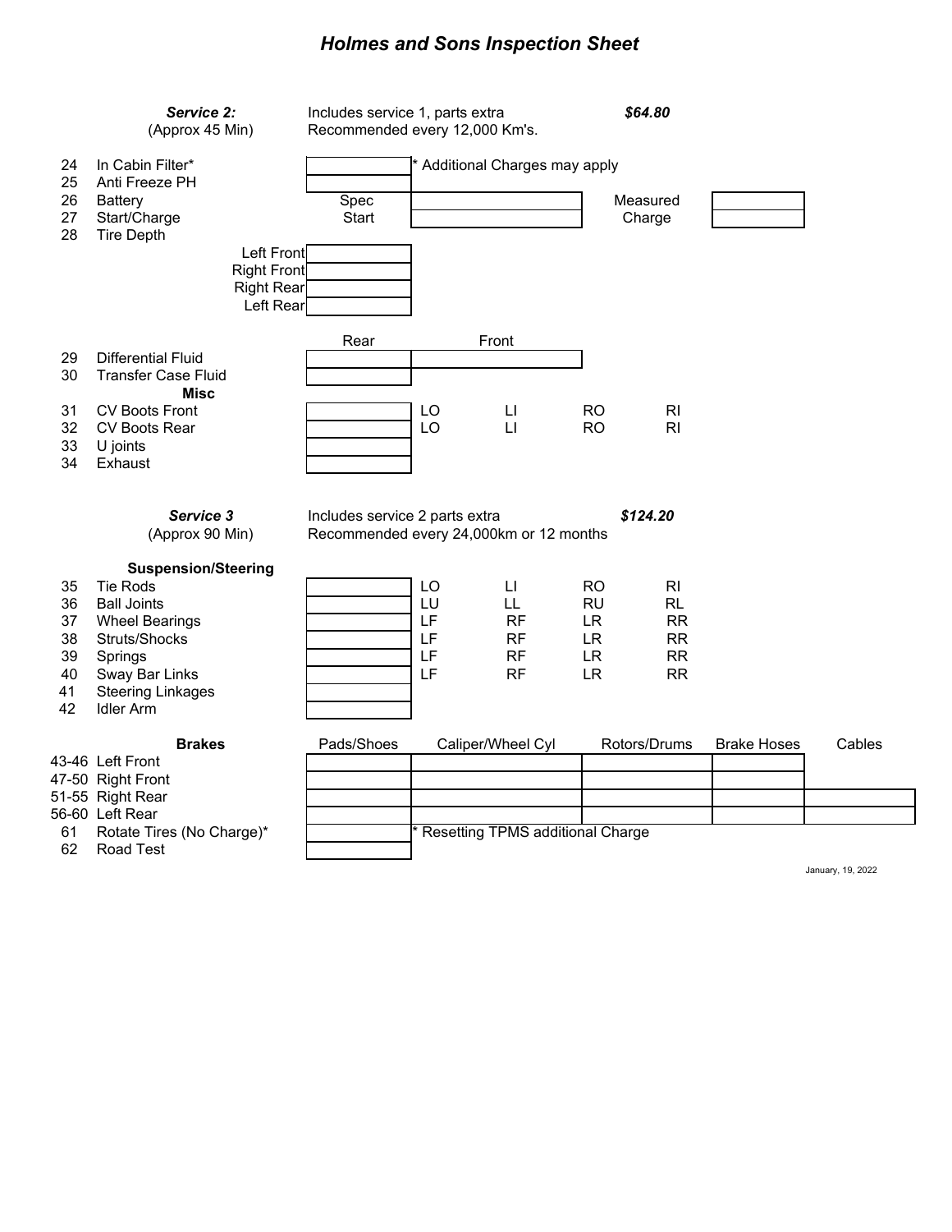# *Holmes and Sons Inspection Sheet*

| | | | | | | | | |
|---|---|---|---|---|---|---|---|---|
| | ***Service 2:*** (Approx 45 Min) | Includes service 1, parts extra Recommended every 12,000 Km's. | | | ***$64.80*** | | | |
| 24 | In Cabin Filter* | | * Additional Charges may apply | | | | | |
| 25 | Anti Freeze PH | | | | | | | |
| 26 | Battery | Spec | | | Measured | | | |
| 27 | Start/Charge | Start | | | Charge | | | |
| 28 | Tire Depth | | | | | | | |
| | Left Front | | | | | | | |
| | Right Front | | | | | | | |
| | Right Rear | | | | | | | |
| | Left Rear | | | | | | | |
| | | Rear | Front | | | | | |
| 29 | Differential Fluid | | | | | | | |
| 30 | Transfer Case Fluid | | | | | | | |
| | **Misc** | | | | | | | |
| 31 | CV Boots Front | | LO | LI | RO | RI | | |
| 32 | CV Boots Rear | | LO | LI | RO | RI | | |
| 33 | U joints | | | | | | | |
| 34 | Exhaust | | | | | | | |
| | ***Service 3*** (Approx 90 Min) | Includes service 2 parts extra Recommended every 24,000km or 12 months | | | ***$124.20*** | | | |
| | **Suspension/Steering** | | | | | | | |
| 35 | Tie Rods | | LO | LI | RO | RI | | |
| 36 | Ball Joints | | LU | LL | RU | RL | | |
| 37 | Wheel Bearings | | LF | RF | LR | RR | | |
| 38 | Struts/Shocks | | LF | RF | LR | RR | | |
| 39 | Springs | | LF | RF | LR | RR | | |
| 40 | Sway Bar Links | | LF | RF | LR | RR | | |
| 41 | Steering Linkages | | | | | | | |
| 42 | Idler Arm | | | | | | | |
| | **Brakes** | Pads/Shoes | Caliper/Wheel Cyl | | Rotors/Drums | | Brake Hoses | Cables |
| 43-46 | Left Front | | | | | | | |
| 47-50 | Right Front | | | | | | | |
| 51-55 | Right Rear | | | | | | | |
| 56-60 | Left Rear | | | | | | | |
| 61 | Rotate Tires (No Charge)* | | * Resetting TPMS additional Charge | | | | | |
| 62 | Road Test | | | | | | | |

January, 19, 2022